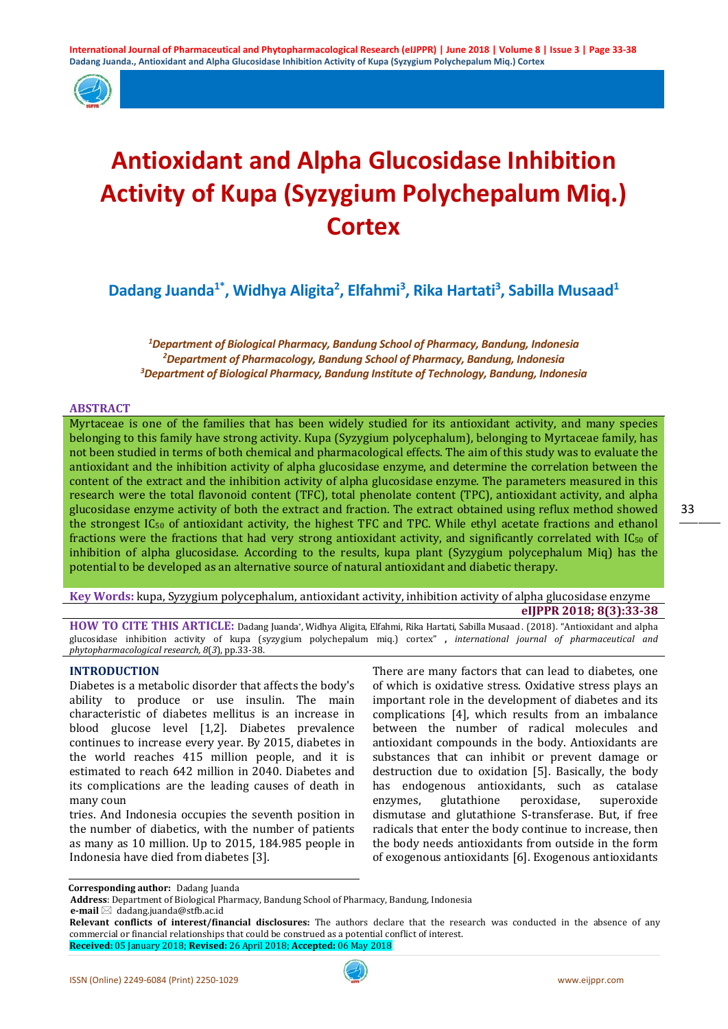# Antioxidant and Alpha Glucosidase Inhibition Activity of Kupa (Syzygium Polychepalum Miq.) Cortex

**Dadang Juanda[1*], Widhya Aligita[2], Elfahmi[3], Rika Hartati[3], Sabilla Musaad[1]**

*[1]Department of Biological Pharmacy, Bandung School of Pharmacy, Bandung, Indonesia*
*[2]Department of Pharmacology, Bandung School of Pharmacy, Bandung, Indonesia*
*[3]Department of Biological Pharmacy, Bandung Institute of Technology, Bandung, Indonesia*

## ABSTRACT

Myrtaceae is one of the families that has been widely studied for its antioxidant activity, and many species belonging to this family have strong activity. Kupa (Syzygium polycephalum), belonging to Myrtaceae family, has not been studied in terms of both chemical and pharmacological effects. The aim of this study was to evaluate the antioxidant and the inhibition activity of alpha glucosidase enzyme, and determine the correlation between the content of the extract and the inhibition activity of alpha glucosidase enzyme. The parameters measured in this research were the total flavonoid content (TFC), total phenolate content (TPC), antioxidant activity, and alpha glucosidase enzyme activity of both the extract and fraction. The extract obtained using reflux method showed the strongest $IC_{50}$ of antioxidant activity, the highest TFC and TPC. While ethyl acetate fractions and ethanol fractions were the fractions that had very strong antioxidant activity, and significantly correlated with $IC_{50}$ of inhibition of alpha glucosidase. According to the results, kupa plant (Syzygium polycephalum Miq) has the potential to be developed as an alternative source of natural antioxidant and diabetic therapy.

**Key Words:** kupa, Syzygium polycephalum, antioxidant activity, inhibition activity of alpha glucosidase enzyme

**eIJPPR 2018; 8(3):33-38**

**HOW TO CITE THIS ARTICLE:** Dadang Juanda*, Widhya Aligita, Elfahmi, Rika Hartati, Sabilla Musaad. (2018). "Antioxidant and alpha glucosidase inhibition activity of kupa (syzygium polychepalum miq.) cortex" , *international journal of pharmaceutical and phytopharmacological research, 8*(*3*), pp.33-38.

## INTRODUCTION

Diabetes is a metabolic disorder that affects the body's ability to produce or use insulin. The main characteristic of diabetes mellitus is an increase in blood glucose level [1,2]. Diabetes prevalence continues to increase every year. By 2015, diabetes in the world reaches 415 million people, and it is estimated to reach 642 million in 2040. Diabetes and its complications are the leading causes of death in many countries. And Indonesia occupies the seventh position in the number of diabetics, with the number of patients as many as 10 million. Up to 2015, 184.985 people in Indonesia have died from diabetes [3].

There are many factors that can lead to diabetes, one of which is oxidative stress. Oxidative stress plays an important role in the development of diabetes and its complications [4], which results from an imbalance between the number of radical molecules and antioxidant compounds in the body. Antioxidants are substances that can inhibit or prevent damage or destruction due to oxidation [5]. Basically, the body has endogenous antioxidants, such as catalase enzymes, glutathione peroxidase, superoxide dismutase and glutathione S-transferase. But, if free radicals that enter the body continue to increase, then the body needs antioxidants from outside in the form of exogenous antioxidants [6]. Exogenous antioxidants

**Corresponding author:** Dadang Juanda
**Address**: Department of Biological Pharmacy, Bandung School of Pharmacy, Bandung, Indonesia
**e-mail** ✉ dadang.juanda@stfb.ac.id
**Relevant conflicts of interest/financial disclosures:** The authors declare that the research was conducted in the absence of any commercial or financial relationships that could be construed as a potential conflict of interest.
**Received:** 05 January 2018; **Revised:** 26 April 2018; **Accepted:** 06 May 2018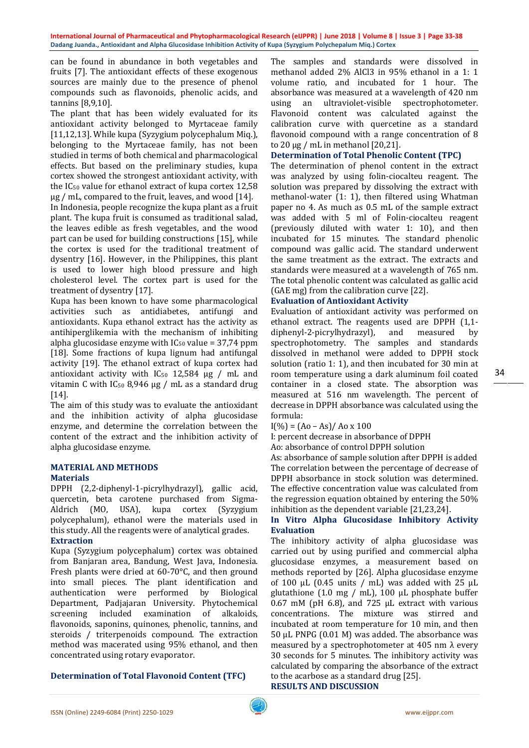can be found in abundance in both vegetables and fruits [7]. The antioxidant effects of these exogenous sources are mainly due to the presence of phenol compounds such as flavonoids, phenolic acids, and tannins [8,9,10].

The plant that has been widely evaluated for its antioxidant activity belonged to Myrtaceae family [11,12,13]. While kupa (Syzygium polycephalum Miq.), belonging to the Myrtaceae family, has not been studied in terms of both chemical and pharmacological effects. But based on the preliminary studies, kupa cortex showed the strongest antioxidant activity, with the $IC_{50}$ value for ethanol extract of kupa cortex 12,58 µg / mL, compared to the fruit, leaves, and wood [14].

In Indonesia, people recognize the kupa plant as a fruit plant. The kupa fruit is consumed as traditional salad, the leaves edible as fresh vegetables, and the wood part can be used for building constructions [15], while the cortex is used for the traditional treatment of dysentry [16]. However, in the Philippines, this plant is used to lower high blood pressure and high cholesterol level. The cortex part is used for the treatment of dysentry [17].

Kupa has been known to have some pharmacological activities such as antidiabetes, antifungi and antioxidants. Kupa ethanol extract has the activity as antihiperglikemia with the mechanism of inhibiting alpha glucosidase enzyme with $IC_{50}$ value = 37,74 ppm [18]. Some fractions of kupa lignum had antifungal activity [19]. The ethanol extract of kupa cortex had antioxidant activity with $IC_{50}$ 12,584 µg / mL and vitamin C with $IC_{50}$ 8,946 µg / mL as a standard drug [14].

The aim of this study was to evaluate the antioxidant and the inhibition activity of alpha glucosidase enzyme, and determine the correlation between the content of the extract and the inhibition activity of alpha glucosidase enzyme.

## MATERIAL AND METHODS

### Materials

DPPH (2,2-diphenyl-1-picrylhydrazyl), gallic acid, quercetin, beta carotene purchased from Sigma-Aldrich (MO, USA), kupa cortex (Syzygium polycephalum), ethanol were the materials used in this study. All the reagents were of analytical grades.

### Extraction

Kupa (Syzygium polycephalum) cortex was obtained from Banjaran area, Bandung, West Java, Indonesia. Fresh plants were dried at 60-70°C, and then ground into small pieces. The plant identification and authentication were performed by Biological Department, Padjajaran University. Phytochemical screening included examination of alkaloids, flavonoids, saponins, quinones, phenolic, tannins, and steroids / triterpenoids compound. The extraction method was macerated using 95% ethanol, and then concentrated using rotary evaporator.

### Determination of Total Flavonoid Content (TFC)

The samples and standards were dissolved in methanol added 2% $AlCl_3$ in 95% ethanol in a 1: 1 volume ratio, and incubated for 1 hour. The absorbance was measured at a wavelength of 420 nm using an ultraviolet-visible spectrophotometer. Flavonoid content was calculated against the calibration curve with quercetine as a standard flavonoid compound with a range concentration of 8 to 20 µg / mL in methanol [20,21].

### Determination of Total Phenolic Content (TPC)

The determination of phenol content in the extract was analyzed by using folin-ciocalteu reagent. The solution was prepared by dissolving the extract with methanol-water (1: 1), then filtered using Whatman paper no 4. As much as 0.5 mL of the sample extract was added with 5 ml of Folin-ciocalteu reagent (previously diluted with water 1: 10), and then incubated for 15 minutes. The standard phenolic compound was gallic acid. The standard underwent the same treatment as the extract. The extracts and standards were measured at a wavelength of 765 nm. The total phenolic content was calculated as gallic acid (GAE mg) from the calibration curve [22].

### Evaluation of Antioxidant Activity

Evaluation of antioxidant activity was performed on ethanol extract. The reagents used are DPPH (1,1-diphenyl-2-picrylhydrazyl), and measured by spectrophotometry. The samples and standards dissolved in methanol were added to DPPH stock solution (ratio 1: 1), and then incubated for 30 min at room temperature using a dark aluminum foil coated container in a closed state. The absorption was measured at 516 nm wavelength. The percent of decrease in DPPH absorbance was calculated using the formula:

$$I(\%) = (Ao - As) / Ao \times 100$$

I: percent decrease in absorbance of DPPH

Ao: absorbance of control DPPH solution

As: absorbance of sample solution after DPPH is added

The correlation between the percentage of decrease of DPPH absorbance in stock solution was determined. The effective concentration value was calculated from the regression equation obtained by entering the 50% inhibition as the dependent variable [21,23,24].

### In Vitro Alpha Glucosidase Inhibitory Activity Evaluation

The inhibitory activity of alpha glucosidase was carried out by using purified and commercial alpha glucosidase enzymes, a measurement based on methods reported by [26]. Alpha glucosidase enzyme of 100 µL (0.45 units / mL) was added with 25 µL glutathione (1.0 mg / mL), 100 µL phosphate buffer 0.67 mM (pH 6.8), and 725 µL extract with various concentrations. The mixture was stirred and incubated at room temperature for 10 min, and then 50 µL PNPG (0.01 M) was added. The absorbance was measured by a spectrophotometer at 405 nm λ every 30 seconds for 5 minutes. The inhibitory activity was calculated by comparing the absorbance of the extract to the acarbose as a standard drug [25].

## RESULTS AND DISCUSSION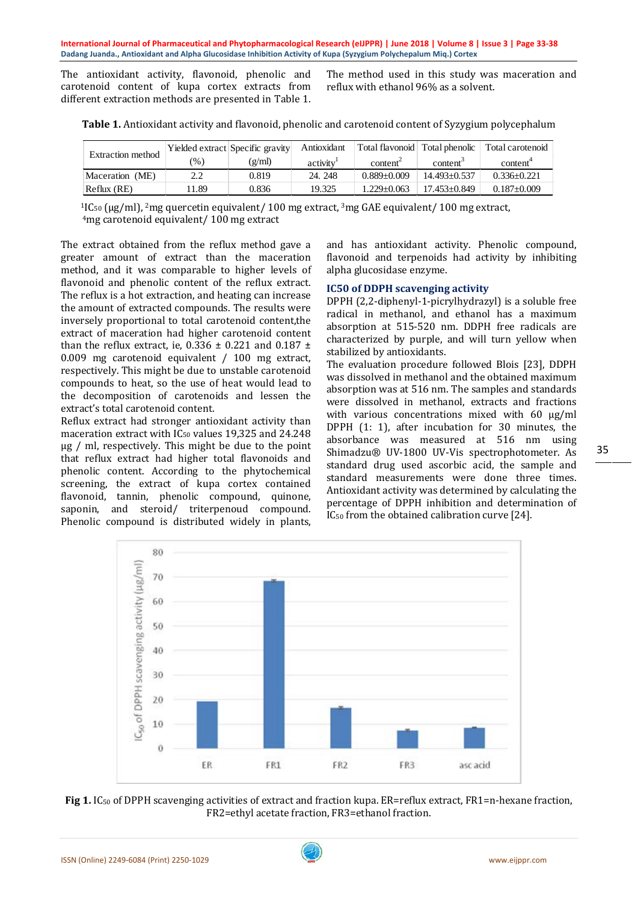The antioxidant activity, flavonoid, phenolic and carotenoid content of kupa cortex extracts from different extraction methods are presented in Table 1. The method used in this study was maceration and reflux with ethanol 96% as a solvent.

**Table 1.** Antioxidant activity and flavonoid, phenolic and carotenoid content of Syzygium polycephalum

| Extraction method | Yielded extract (%) | Specific gravity (g/ml) | Antioxidant activity[1] | Total flavonoid content[2] | Total phenolic content[3] | Total carotenoid content[4] |
|---|---|---|---|---|---|---|
| Maceration (ME) | 2.2 | 0.819 | 24. 248 | 0.889±0.009 | 14.493±0.537 | 0.336±0.221 |
| Reflux (RE) | 11.89 | 0.836 | 19.325 | 1.229±0.063 | 17.453±0.849 | 0.187±0.009 |

[1]$IC_{50}$ (µg/ml), [2]mg quercetin equivalent/ 100 mg extract, [3]mg GAE equivalent/ 100 mg extract, [4]mg carotenoid equivalent/ 100 mg extract

The extract obtained from the reflux method gave a greater amount of extract than the maceration method, and it was comparable to higher levels of flavonoid and phenolic content of the reflux extract. The reflux is a hot extraction, and heating can increase the amount of extracted compounds. The results were inversely proportional to total carotenoid content,the extract of maceration had higher carotenoid content than the reflux extract, ie, 0.336 ± 0.221 and 0.187 ± 0.009 mg carotenoid equivalent / 100 mg extract, respectively. This might be due to unstable carotenoid compounds to heat, so the use of heat would lead to the decomposition of carotenoids and lessen the extract's total carotenoid content.

Reflux extract had stronger antioxidant activity than maceration extract with $IC_{50}$ values 19,325 and 24.248 µg / ml, respectively. This might be due to the point that reflux extract had higher total flavonoids and phenolic content. According to the phytochemical screening, the extract of kupa cortex contained flavonoid, tannin, phenolic compound, quinone, saponin, and steroid/ triterpenoud compound. Phenolic compound is distributed widely in plants, and has antioxidant activity. Phenolic compound, flavonoid and terpenoids had activity by inhibiting alpha glucosidase enzyme.

### IC50 of DDPH scavenging activity

DPPH (2,2-diphenyl-1-picrylhydrazyl) is a soluble free radical in methanol, and ethanol has a maximum absorption at 515-520 nm. DDPH free radicals are characterized by purple, and will turn yellow when stabilized by antioxidants.

The evaluation procedure followed Blois [23], DDPH was dissolved in methanol and the obtained maximum absorption was at 516 nm. The samples and standards were dissolved in methanol, extracts and fractions with various concentrations mixed with 60 µg/ml DPPH (1: 1), after incubation for 30 minutes, the absorbance was measured at 516 nm using Shimadzu® UV-1800 UV-Vis spectrophotometer. As standard drug used ascorbic acid, the sample and standard measurements were done three times. Antioxidant activity was determined by calculating the percentage of DPPH inhibition and determination of $IC_{50}$ from the obtained calibration curve [24].

**Fig 1.** $IC_{50}$ of DPPH scavenging activities of extract and fraction kupa. ER=reflux extract, FR1=n-hexane fraction, FR2=ethyl acetate fraction, FR3=ethanol fraction.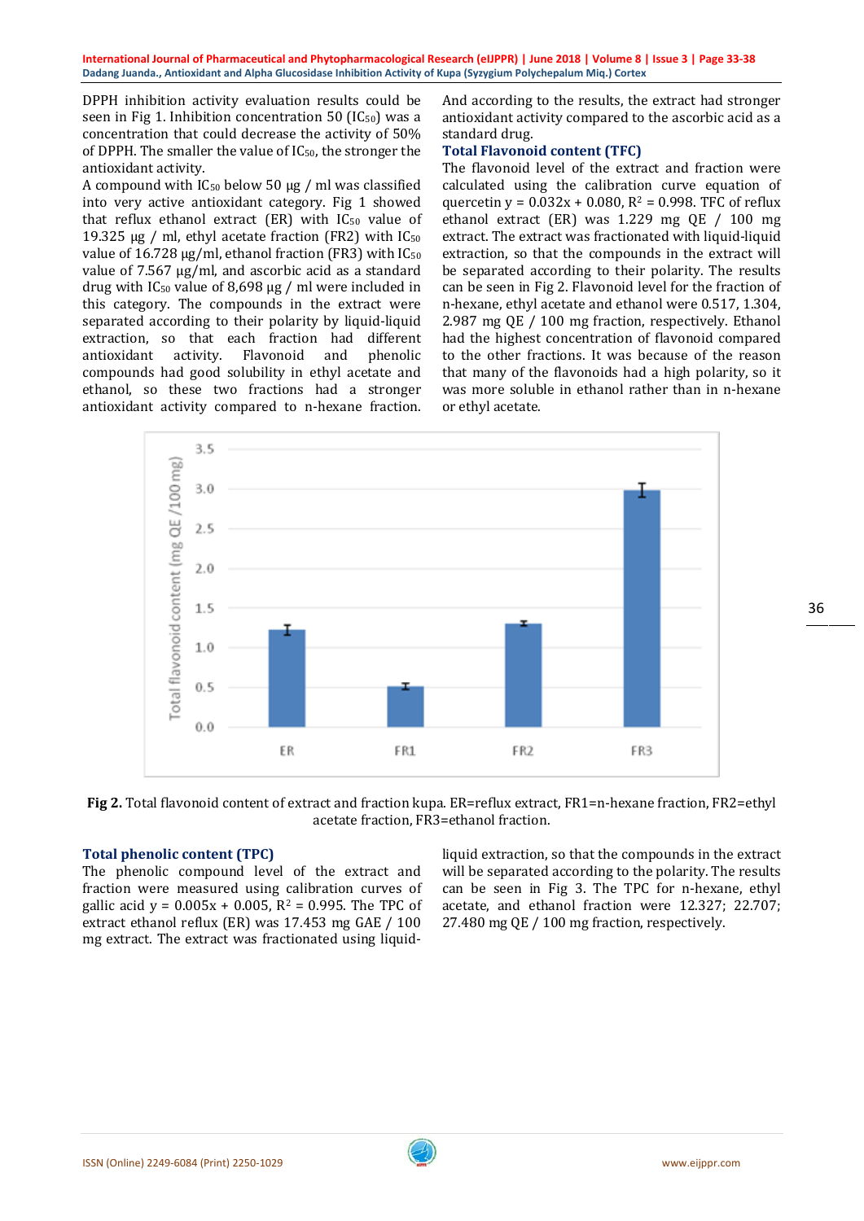DPPH inhibition activity evaluation results could be seen in Fig 1. Inhibition concentration 50 ($IC_{50}$) was a concentration that could decrease the activity of 50% of DPPH. The smaller the value of $IC_{50}$, the stronger the antioxidant activity.

A compound with $IC_{50}$ below 50 µg / ml was classified into very active antioxidant category. Fig 1 showed that reflux ethanol extract (ER) with $IC_{50}$ value of 19.325 µg / ml, ethyl acetate fraction (FR2) with $IC_{50}$ value of 16.728 µg/ml, ethanol fraction (FR3) with $IC_{50}$ value of 7.567 µg/ml, and ascorbic acid as a standard drug with $IC_{50}$ value of 8,698 µg / ml were included in this category. The compounds in the extract were separated according to their polarity by liquid-liquid extraction, so that each fraction had different antioxidant activity. Flavonoid and phenolic compounds had good solubility in ethyl acetate and ethanol, so these two fractions had a stronger antioxidant activity compared to n-hexane fraction. And according to the results, the extract had stronger antioxidant activity compared to the ascorbic acid as a standard drug.

## Total Flavonoid content (TFC)

The flavonoid level of the extract and fraction were calculated using the calibration curve equation of quercetin $y = 0.032x + 0.080$, $R^2 = 0.998$. TFC of reflux ethanol extract (ER) was 1.229 mg QE / 100 mg extract. The extract was fractionated with liquid-liquid extraction, so that the compounds in the extract will be separated according to their polarity. The results can be seen in Fig 2. Flavonoid level for the fraction of n-hexane, ethyl acetate and ethanol were 0.517, 1.304, 2.987 mg QE / 100 mg fraction, respectively. Ethanol had the highest concentration of flavonoid compared to the other fractions. It was because of the reason that many of the flavonoids had a high polarity, so it was more soluble in ethanol rather than in n-hexane or ethyl acetate.

**Fig 2.** Total flavonoid content of extract and fraction kupa. ER=reflux extract, FR1=n-hexane fraction, FR2=ethyl acetate fraction, FR3=ethanol fraction.

## Total phenolic content (TPC)

The phenolic compound level of the extract and fraction were measured using calibration curves of gallic acid $y = 0.005x + 0.005$, $R^2 = 0.995$. The TPC of extract ethanol reflux (ER) was 17.453 mg GAE / 100 mg extract. The extract was fractionated using liquid-liquid extraction, so that the compounds in the extract will be separated according to the polarity. The results can be seen in Fig 3. The TPC for n-hexane, ethyl acetate, and ethanol fraction were 12.327; 22.707; 27.480 mg QE / 100 mg fraction, respectively.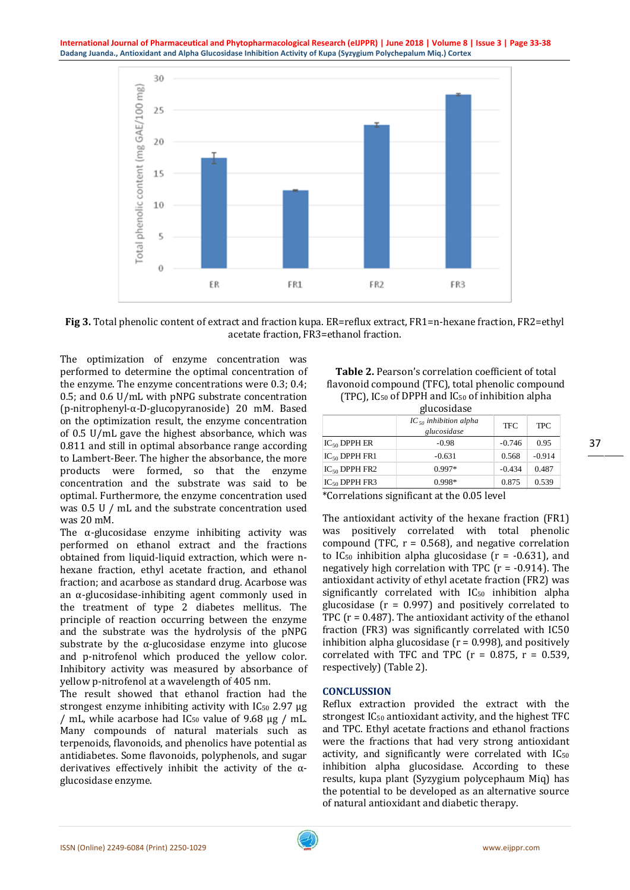Fig 3. Total phenolic content of extract and fraction kupa. ER=reflux extract, FR1=n-hexane fraction, FR2=ethyl acetate fraction, FR3=ethanol fraction.

The optimization of enzyme concentration was performed to determine the optimal concentration of the enzyme. The enzyme concentrations were 0.3; 0.4; 0.5; and 0.6 U/mL with pNPG substrate concentration (p-nitrophenyl-α-D-glucopyranoside) 20 mM. Based on the optimization result, the enzyme concentration of 0.5 U/mL gave the highest absorbance, which was 0.811 and still in optimal absorbance range according to Lambert-Beer. The higher the absorbance, the more products were formed, so that the enzyme concentration and the substrate was said to be optimal. Furthermore, the enzyme concentration used was 0.5 U / mL and the substrate concentration used was 20 mM.

The α-glucosidase enzyme inhibiting activity was performed on ethanol extract and the fractions obtained from liquid-liquid extraction, which were n-hexane fraction, ethyl acetate fraction, and ethanol fraction; and acarbose as standard drug. Acarbose was an α-glucosidase-inhibiting agent commonly used in the treatment of type 2 diabetes mellitus. The principle of reaction occurring between the enzyme and the substrate was the hydrolysis of the pNPG substrate by the α-glucosidase enzyme into glucose and p-nitrofenol which produced the yellow color. Inhibitory activity was measured by absorbance of yellow p-nitrofenol at a wavelength of 405 nm.

The result showed that ethanol fraction had the strongest enzyme inhibiting activity with $IC_{50}$ 2.97 µg / mL, while acarbose had $IC_{50}$ value of 9.68 µg / mL. Many compounds of natural materials such as terpenoids, flavonoids, and phenolics have potential as antidiabetes. Some flavonoids, polyphenols, and sugar derivatives effectively inhibit the activity of the α-glucosidase enzyme.

**Table 2.** Pearson's correlation coefficient of total flavonoid compound (TFC), total phenolic compound (TPC), $IC_{50}$ of DPPH and $IC_{50}$ of inhibition alpha glucosidase

| | *$IC_{50}$ inhibition alpha glucosidase* | TFC | TPC |
|---|---|---|---|
| $IC_{50}$ DPPH ER | -0.98 | -0.746 | 0.95 |
| $IC_{50}$ DPPH FR1 | -0.631 | 0.568 | -0.914 |
| $IC_{50}$ DPPH FR2 | 0.997* | -0.434 | 0.487 |
| $IC_{50}$ DPPH FR3 | 0.998* | 0.875 | 0.539 |

*Correlations significant at the 0.05 level

The antioxidant activity of the hexane fraction (FR1) was positively correlated with total phenolic compound (TFC, r = 0.568), and negative correlation to $IC_{50}$ inhibition alpha glucosidase (r = -0.631), and negatively high correlation with TPC (r = -0.914). The antioxidant activity of ethyl acetate fraction (FR2) was significantly correlated with $IC_{50}$ inhibition alpha glucosidase (r = 0.997) and positively correlated to TPC (r = 0.487). The antioxidant activity of the ethanol fraction (FR3) was significantly correlated with IC50 inhibition alpha glucosidase (r = 0.998), and positively correlated with TFC and TPC (r = 0.875, r = 0.539, respectively) (Table 2).

## CONCLUSSION

Reflux extraction provided the extract with the strongest $IC_{50}$ antioxidant activity, and the highest TFC and TPC. Ethyl acetate fractions and ethanol fractions were the fractions that had very strong antioxidant activity, and significantly were correlated with $IC_{50}$ inhibition alpha glucosidase. According to these results, kupa plant (Syzygium polycephalum Miq) has the potential to be developed as an alternative source of natural antioxidant and diabetic therapy.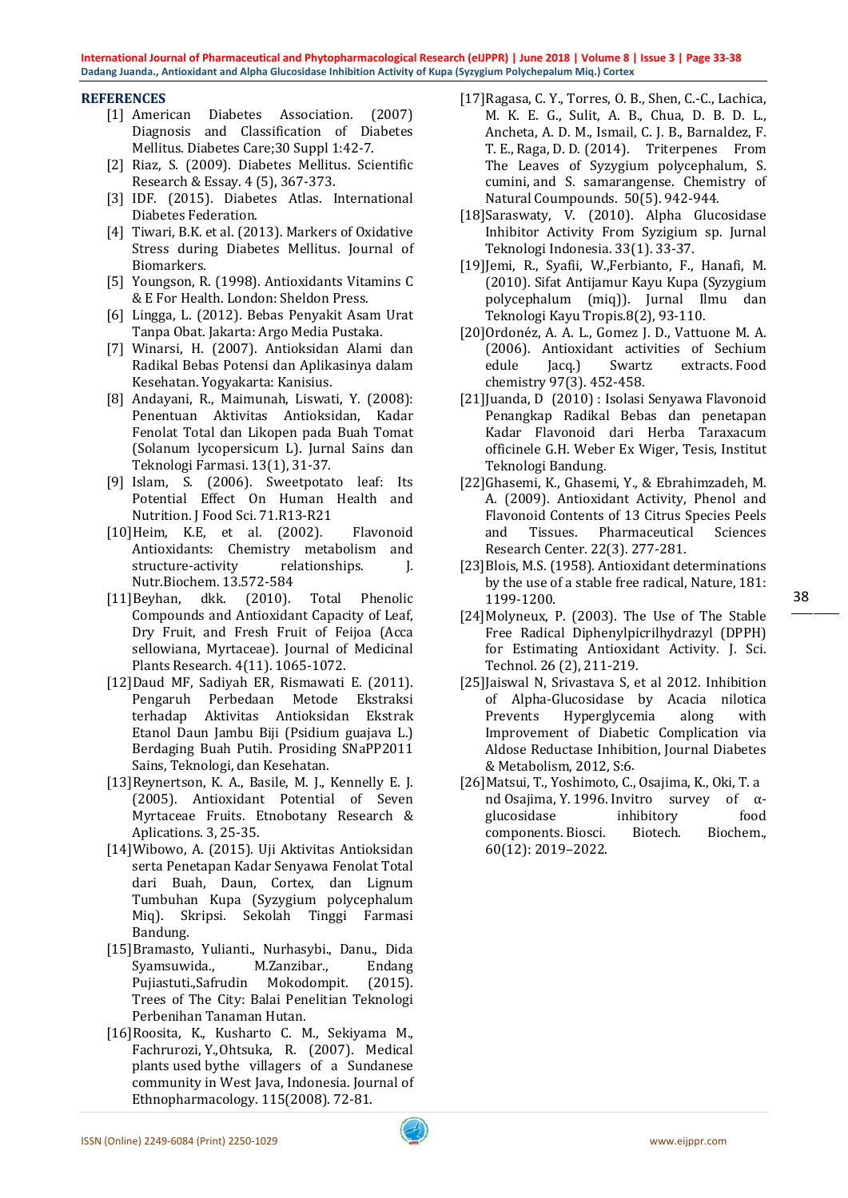## REFERENCES

[1] American Diabetes Association. (2007) Diagnosis and Classification of Diabetes Mellitus. Diabetes Care;30 Suppl 1:42-7.

[2] Riaz, S. (2009). Diabetes Mellitus. Scientific Research & Essay. 4 (5), 367-373.

[3] IDF. (2015). Diabetes Atlas. International Diabetes Federation.

[4] Tiwari, B.K. et al. (2013). Markers of Oxidative Stress during Diabetes Mellitus. Journal of Biomarkers.

[5] Youngson, R. (1998). Antioxidants Vitamins C & E For Health. London: Sheldon Press.

[6] Lingga, L. (2012). Bebas Penyakit Asam Urat Tanpa Obat. Jakarta: Argo Media Pustaka.

[7] Winarsi, H. (2007). Antioksidan Alami dan Radikal Bebas Potensi dan Aplikasinya dalam Kesehatan. Yogyakarta: Kanisius.

[8] Andayani, R., Maimunah, Liswati, Y. (2008): Penentuan Aktivitas Antioksidan, Kadar Fenolat Total dan Likopen pada Buah Tomat (Solanum lycopersicum L). Jurnal Sains dan Teknologi Farmasi. 13(1), 31-37.

[9] Islam, S. (2006). Sweetpotato leaf: Its Potential Effect On Human Health and Nutrition. J Food Sci. 71.R13-R21

[10] Heim, K.E, et al. (2002). Flavonoid Antioxidants: Chemistry metabolism and structure-activity relationships. J. Nutr.Biochem. 13.572-584

[11] Beyhan, dkk. (2010). Total Phenolic Compounds and Antioxidant Capacity of Leaf, Dry Fruit, and Fresh Fruit of Feijoa (Acca sellowiana, Myrtaceae). Journal of Medicinal Plants Research. 4(11). 1065-1072.

[12] Daud MF, Sadiyah ER, Rismawati E. (2011). Pengaruh Perbedaan Metode Ekstraksi terhadap Aktivitas Antioksidan Ekstrak Etanol Daun Jambu Biji (Psidium guajava L.) Berdaging Buah Putih. Prosiding SNaPP2011 Sains, Teknologi, dan Kesehatan.

[13] Reynertson, K. A., Basile, M. J., Kennelly E. J. (2005). Antioxidant Potential of Seven Myrtaceae Fruits. Etnobotany Research & Aplications. 3, 25-35.

[14] Wibowo, A. (2015). Uji Aktivitas Antioksidan serta Penetapan Kadar Senyawa Fenolat Total dari Buah, Daun, Cortex, dan Lignum Tumbuhan Kupa (Syzygium polycephalum Miq). Skripsi. Sekolah Tinggi Farmasi Bandung.

[15] Bramasto, Yulianti., Nurhasybi., Danu., Dida Syamsuwida., M.Zanzibar., Endang Pujiastuti.,Safrudin Mokodompit. (2015). Trees of The City: Balai Penelitian Teknologi Perbenihan Tanaman Hutan.

[16] Roosita, K., Kusharto C. M., Sekiyama M., Fachrurozi, Y.,Ohtsuka, R. (2007). Medical plants used bythe villagers of a Sundanese community in West Java, Indonesia. Journal of Ethnopharmacology. 115(2008). 72-81.

[17] Ragasa, C. Y., Torres, O. B., Shen, C.-C., Lachica, M. K. E. G., Sulit, A. B., Chua, D. B. D. L., Ancheta, A. D. M., Ismail, C. J. B., Barnaldez, F. T. E., Raga, D. D. (2014). Triterpenes From The Leaves of Syzygium polycephalum, S. cumini, and S. samarangense. Chemistry of Natural Coumpounds. 50(5). 942-944.

[18] Saraswaty, V. (2010). Alpha Glucosidase Inhibitor Activity From Syzigium sp. Jurnal Teknologi Indonesia. 33(1). 33-37.

[19] Jemi, R., Syafii, W.,Ferbianto, F., Hanafi, M. (2010). Sifat Antijamur Kayu Kupa (Syzygium polycephalum (miq)). Jurnal Ilmu dan Teknologi Kayu Tropis.8(2), 93-110.

[20] Ordonéz, A. A. L., Gomez J. D., Vattuone M. A. (2006). Antioxidant activities of Sechium edule Jacq.) Swartz extracts. Food chemistry 97(3). 452-458.

[21] Juanda, D (2010) : Isolasi Senyawa Flavonoid Penangkap Radikal Bebas dan penetapan Kadar Flavonoid dari Herba Taraxacum officinele G.H. Weber Ex Wiger, Tesis, Institut Teknologi Bandung.

[22] Ghasemi, K., Ghasemi, Y., & Ebrahimzadeh, M. A. (2009). Antioxidant Activity, Phenol and Flavonoid Contents of 13 Citrus Species Peels and Tissues. Pharmaceutical Sciences Research Center. 22(3). 277-281.

[23] Blois, M.S. (1958). Antioxidant determinations by the use of a stable free radical, Nature, 181: 1199-1200.

[24] Molyneux, P. (2003). The Use of The Stable Free Radical Diphenylpicrilhydrazyl (DPPH) for Estimating Antioxidant Activity. J. Sci. Technol. 26 (2), 211-219.

[25] Jaiswal N, Srivastava S, et al 2012. Inhibition of Alpha-Glucosidase by Acacia nilotica Prevents Hyperglycemia along with Improvement of Diabetic Complication via Aldose Reductase Inhibition, Journal Diabetes & Metabolism, 2012, S:6.

[26] Matsui, T., Yoshimoto, C., Osajima, K., Oki, T. a nd Osajima, Y. 1996. Invitro survey of α-glucosidase inhibitory food components. Biosci. Biotech. Biochem., 60(12): 2019–2022.